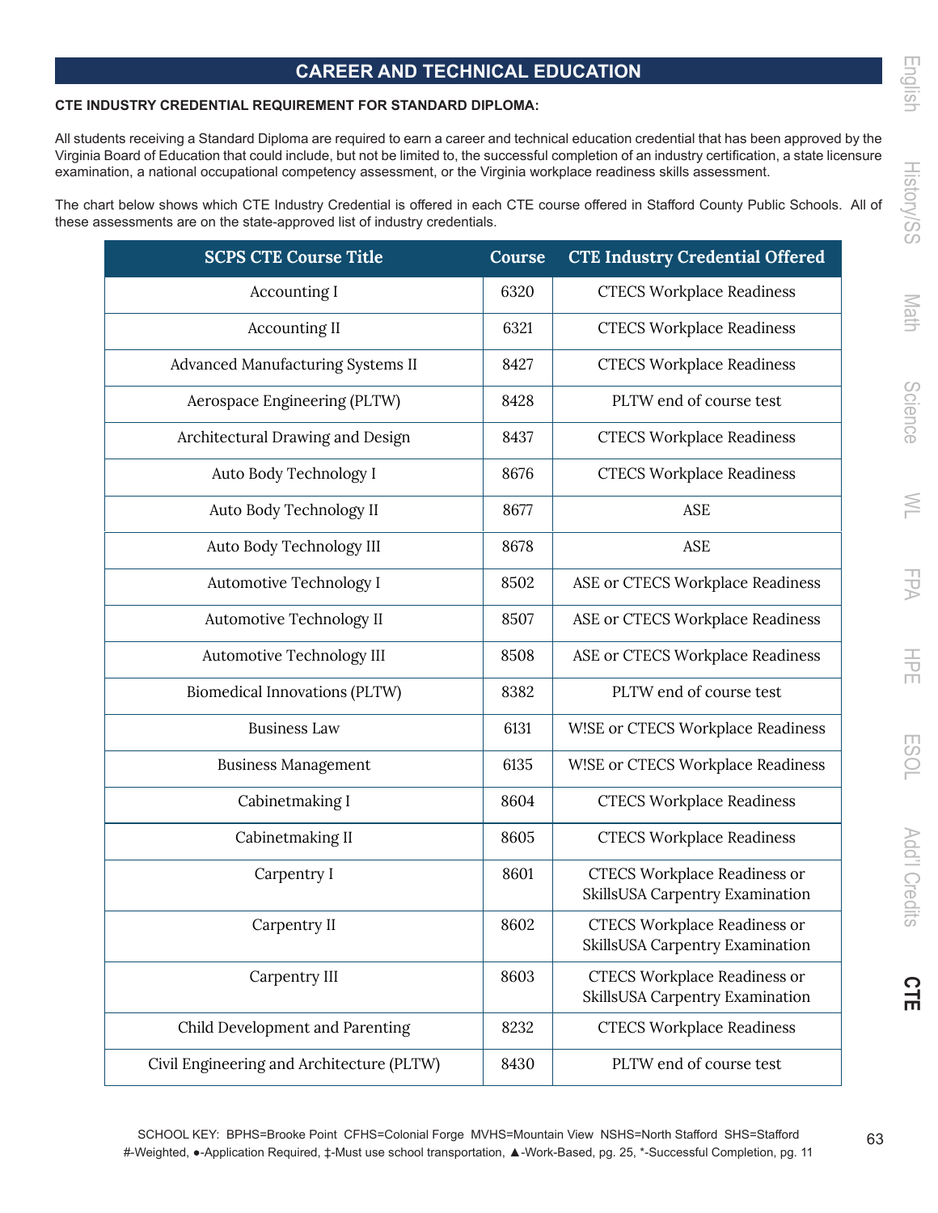# CAREER AND TECHNICAL EDUCATION

**CTE INDUSTRY CREDENTIAL REQUIREMENT FOR STANDARD DIPLOMA:**

All students receiving a Standard Diploma are required to earn a career and technical education credential that has been approved by the Virginia Board of Education that could include, but not be limited to, the successful completion of an industry certification, a state licensure examination, a national occupational competency assessment, or the Virginia workplace readiness skills assessment.

The chart below shows which CTE Industry Credential is offered in each CTE course offered in Stafford County Public Schools. All of these assessments are on the state-approved list of industry credentials.

| SCPS CTE Course Title | Course | CTE Industry Credential Offered |
|---|---|---|
| Accounting I | 6320 | CTECS Workplace Readiness |
| Accounting II | 6321 | CTECS Workplace Readiness |
| Advanced Manufacturing Systems II | 8427 | CTECS Workplace Readiness |
| Aerospace Engineering (PLTW) | 8428 | PLTW end of course test |
| Architectural Drawing and Design | 8437 | CTECS Workplace Readiness |
| Auto Body Technology I | 8676 | CTECS Workplace Readiness |
| Auto Body Technology II | 8677 | ASE |
| Auto Body Technology III | 8678 | ASE |
| Automotive Technology I | 8502 | ASE or CTECS Workplace Readiness |
| Automotive Technology II | 8507 | ASE or CTECS Workplace Readiness |
| Automotive Technology III | 8508 | ASE or CTECS Workplace Readiness |
| Biomedical Innovations (PLTW) | 8382 | PLTW end of course test |
| Business Law | 6131 | W!SE or CTECS Workplace Readiness |
| Business Management | 6135 | W!SE or CTECS Workplace Readiness |
| Cabinetmaking I | 8604 | CTECS Workplace Readiness |
| Cabinetmaking II | 8605 | CTECS Workplace Readiness |
| Carpentry I | 8601 | CTECS Workplace Readiness or SkillsUSA Carpentry Examination |
| Carpentry II | 8602 | CTECS Workplace Readiness or SkillsUSA Carpentry Examination |
| Carpentry III | 8603 | CTECS Workplace Readiness or SkillsUSA Carpentry Examination |
| Child Development and Parenting | 8232 | CTECS Workplace Readiness |
| Civil Engineering and Architecture (PLTW) | 8430 | PLTW end of course test |

SCHOOL KEY: BPHS=Brooke Point CFHS=Colonial Forge MVHS=Mountain View NSHS=North Stafford SHS=Stafford
#-Weighted, ●-Application Required, ‡-Must use school transportation, ▲-Work-Based, pg. 25, *-Successful Completion, pg. 11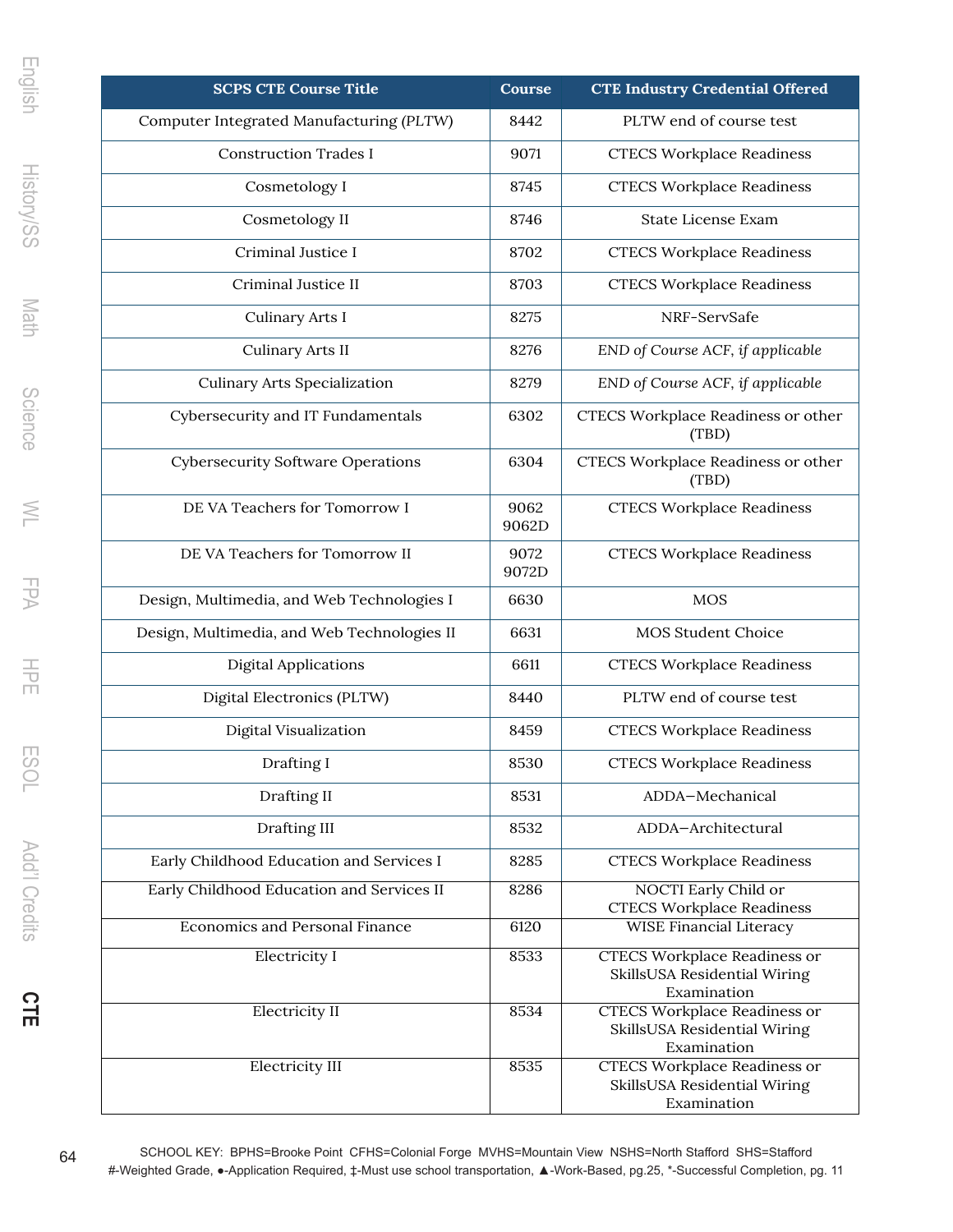| SCPS CTE Course Title | Course | CTE Industry Credential Offered |
|---|---|---|
| Computer Integrated Manufacturing (PLTW) | 8442 | PLTW end of course test |
| Construction Trades I | 9071 | CTECS Workplace Readiness |
| Cosmetology I | 8745 | CTECS Workplace Readiness |
| Cosmetology II | 8746 | State License Exam |
| Criminal Justice I | 8702 | CTECS Workplace Readiness |
| Criminal Justice II | 8703 | CTECS Workplace Readiness |
| Culinary Arts I | 8275 | NRF-ServSafe |
| Culinary Arts II | 8276 | *END of Course ACF, if applicable* |
| Culinary Arts Specialization | 8279 | *END of Course ACF, if applicable* |
| Cybersecurity and IT Fundamentals | 6302 | CTECS Workplace Readiness or other (TBD) |
| Cybersecurity Software Operations | 6304 | CTECS Workplace Readiness or other (TBD) |
| DE VA Teachers for Tomorrow I | 9062 9062D | CTECS Workplace Readiness |
| DE VA Teachers for Tomorrow II | 9072 9072D | CTECS Workplace Readiness |
| Design, Multimedia, and Web Technologies I | 6630 | MOS |
| Design, Multimedia, and Web Technologies II | 6631 | MOS Student Choice |
| Digital Applications | 6611 | CTECS Workplace Readiness |
| Digital Electronics (PLTW) | 8440 | PLTW end of course test |
| Digital Visualization | 8459 | CTECS Workplace Readiness |
| Drafting I | 8530 | CTECS Workplace Readiness |
| Drafting II | 8531 | ADDA–Mechanical |
| Drafting III | 8532 | ADDA–Architectural |
| Early Childhood Education and Services I | 8285 | CTECS Workplace Readiness |
| Early Childhood Education and Services II | 8286 | NOCTI Early Child or CTECS Workplace Readiness |
| Economics and Personal Finance | 6120 | WISE Financial Literacy |
| Electricity I | 8533 | CTECS Workplace Readiness or SkillsUSA Residential Wiring Examination |
| Electricity II | 8534 | CTECS Workplace Readiness or SkillsUSA Residential Wiring Examination |
| Electricity III | 8535 | CTECS Workplace Readiness or SkillsUSA Residential Wiring Examination |

SCHOOL KEY: BPHS=Brooke Point CFHS=Colonial Forge MVHS=Mountain View NSHS=North Stafford SHS=Stafford
#-Weighted Grade, ●-Application Required, ‡-Must use school transportation, ▲-Work-Based, pg.25, *-Successful Completion, pg. 11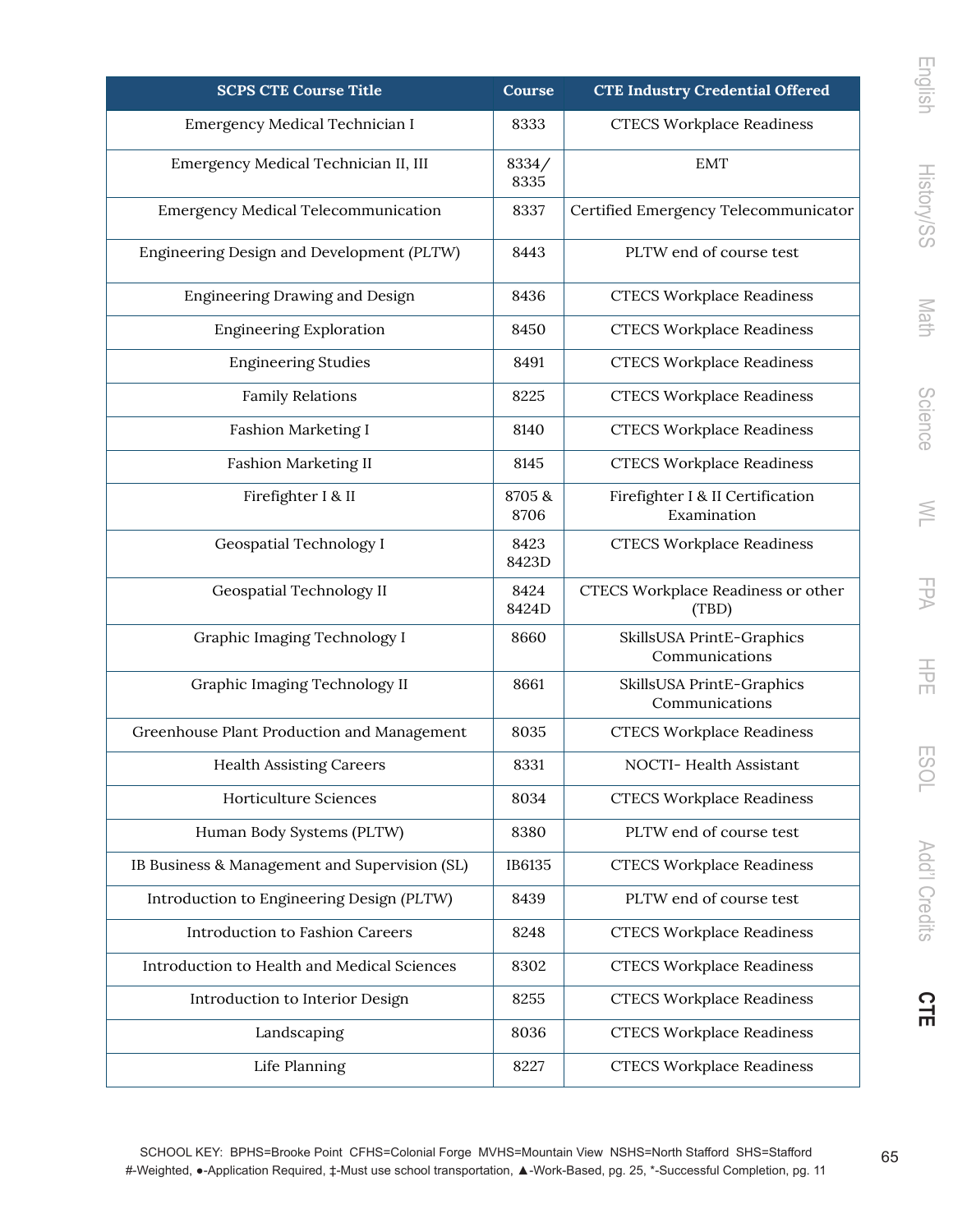| SCPS CTE Course Title | Course | CTE Industry Credential Offered |
|---|---|---|
| Emergency Medical Technician I | 8333 | CTECS Workplace Readiness |
| Emergency Medical Technician II, III | 8334/ 8335 | EMT |
| Emergency Medical Telecommunication | 8337 | Certified Emergency Telecommunicator |
| Engineering Design and Development (PLTW) | 8443 | PLTW end of course test |
| Engineering Drawing and Design | 8436 | CTECS Workplace Readiness |
| Engineering Exploration | 8450 | CTECS Workplace Readiness |
| Engineering Studies | 8491 | CTECS Workplace Readiness |
| Family Relations | 8225 | CTECS Workplace Readiness |
| Fashion Marketing I | 8140 | CTECS Workplace Readiness |
| Fashion Marketing II | 8145 | CTECS Workplace Readiness |
| Firefighter I & II | 8705 & 8706 | Firefighter I & II Certification Examination |
| Geospatial Technology I | 8423 8423D | CTECS Workplace Readiness |
| Geospatial Technology II | 8424 8424D | CTECS Workplace Readiness or other (TBD) |
| Graphic Imaging Technology I | 8660 | SkillsUSA PrintE-Graphics Communications |
| Graphic Imaging Technology II | 8661 | SkillsUSA PrintE-Graphics Communications |
| Greenhouse Plant Production and Management | 8035 | CTECS Workplace Readiness |
| Health Assisting Careers | 8331 | NOCTI- Health Assistant |
| Horticulture Sciences | 8034 | CTECS Workplace Readiness |
| Human Body Systems (PLTW) | 8380 | PLTW end of course test |
| IB Business & Management and Supervision (SL) | IB6135 | CTECS Workplace Readiness |
| Introduction to Engineering Design (PLTW) | 8439 | PLTW end of course test |
| Introduction to Fashion Careers | 8248 | CTECS Workplace Readiness |
| Introduction to Health and Medical Sciences | 8302 | CTECS Workplace Readiness |
| Introduction to Interior Design | 8255 | CTECS Workplace Readiness |
| Landscaping | 8036 | CTECS Workplace Readiness |
| Life Planning | 8227 | CTECS Workplace Readiness |

SCHOOL KEY: BPHS=Brooke Point CFHS=Colonial Forge MVHS=Mountain View NSHS=North Stafford SHS=Stafford
#-Weighted, ●-Application Required, ‡-Must use school transportation, ▲-Work-Based, pg. 25, *-Successful Completion, pg. 11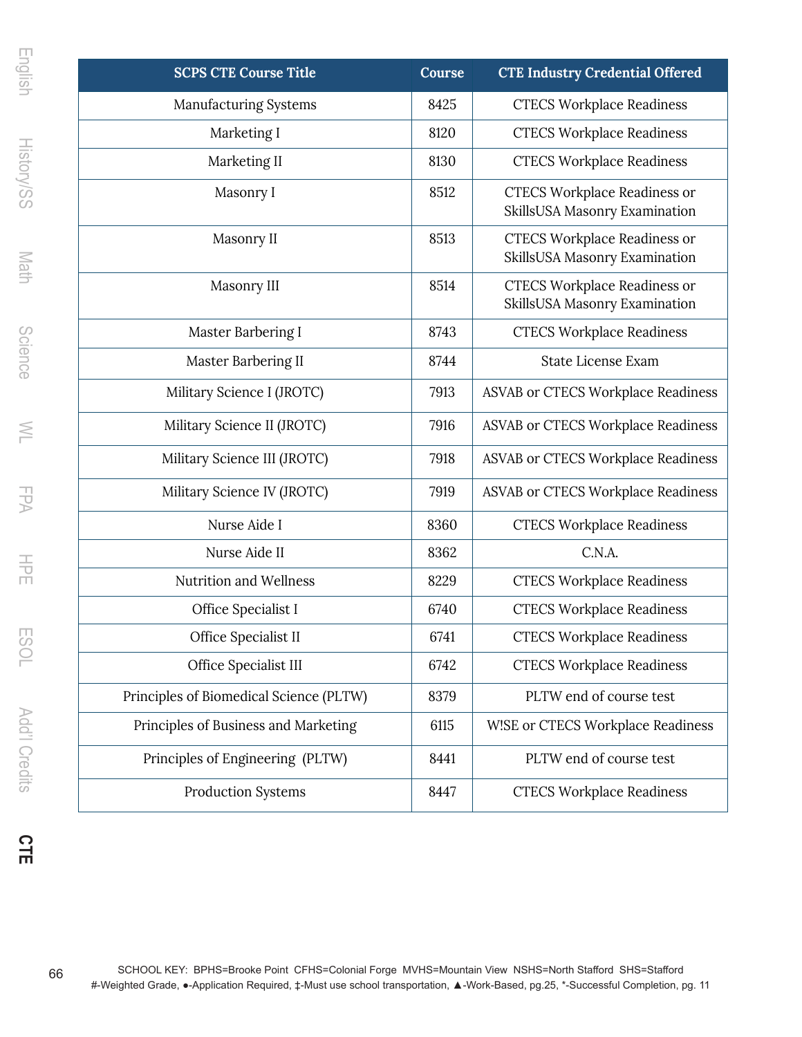| SCPS CTE Course Title | Course | CTE Industry Credential Offered |
|---|---|---|
| Manufacturing Systems | 8425 | CTECS Workplace Readiness |
| Marketing I | 8120 | CTECS Workplace Readiness |
| Marketing II | 8130 | CTECS Workplace Readiness |
| Masonry I | 8512 | CTECS Workplace Readiness or SkillsUSA Masonry Examination |
| Masonry II | 8513 | CTECS Workplace Readiness or SkillsUSA Masonry Examination |
| Masonry III | 8514 | CTECS Workplace Readiness or SkillsUSA Masonry Examination |
| Master Barbering I | 8743 | CTECS Workplace Readiness |
| Master Barbering II | 8744 | State License Exam |
| Military Science I (JROTC) | 7913 | ASVAB or CTECS Workplace Readiness |
| Military Science II (JROTC) | 7916 | ASVAB or CTECS Workplace Readiness |
| Military Science III (JROTC) | 7918 | ASVAB or CTECS Workplace Readiness |
| Military Science IV (JROTC) | 7919 | ASVAB or CTECS Workplace Readiness |
| Nurse Aide I | 8360 | CTECS Workplace Readiness |
| Nurse Aide II | 8362 | C.N.A. |
| Nutrition and Wellness | 8229 | CTECS Workplace Readiness |
| Office Specialist I | 6740 | CTECS Workplace Readiness |
| Office Specialist II | 6741 | CTECS Workplace Readiness |
| Office Specialist III | 6742 | CTECS Workplace Readiness |
| Principles of Biomedical Science (PLTW) | 8379 | PLTW end of course test |
| Principles of Business and Marketing | 6115 | W!SE or CTECS Workplace Readiness |
| Principles of Engineering (PLTW) | 8441 | PLTW end of course test |
| Production Systems | 8447 | CTECS Workplace Readiness |

SCHOOL KEY: BPHS=Brooke Point CFHS=Colonial Forge MVHS=Mountain View NSHS=North Stafford SHS=Stafford
#-Weighted Grade, ●-Application Required, ‡-Must use school transportation, ▲-Work-Based, pg.25, *-Successful Completion, pg. 11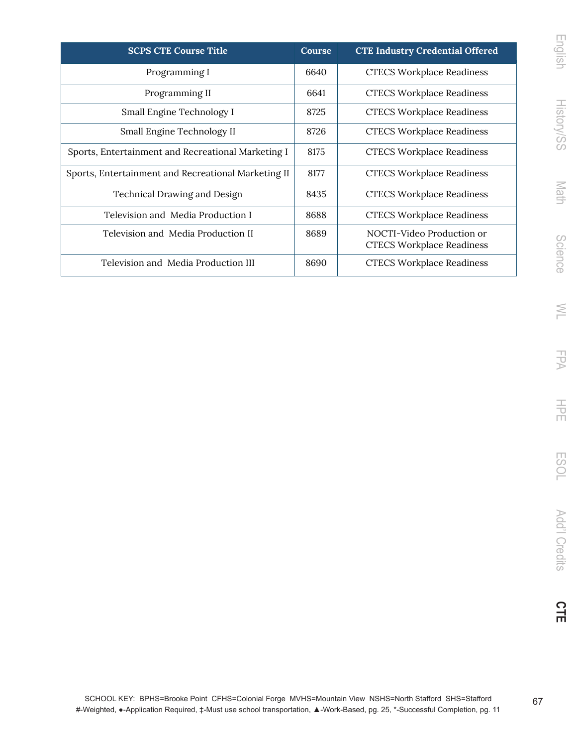| SCPS CTE Course Title | Course | CTE Industry Credential Offered |
|---|---|---|
| Programming I | 6640 | CTECS Workplace Readiness |
| Programming II | 6641 | CTECS Workplace Readiness |
| Small Engine Technology I | 8725 | CTECS Workplace Readiness |
| Small Engine Technology II | 8726 | CTECS Workplace Readiness |
| Sports, Entertainment and Recreational Marketing I | 8175 | CTECS Workplace Readiness |
| Sports, Entertainment and Recreational Marketing II | 8177 | CTECS Workplace Readiness |
| Technical Drawing and Design | 8435 | CTECS Workplace Readiness |
| Television and Media Production I | 8688 | CTECS Workplace Readiness |
| Television and Media Production II | 8689 | NOCTI-Video Production or CTECS Workplace Readiness |
| Television and Media Production III | 8690 | CTECS Workplace Readiness |